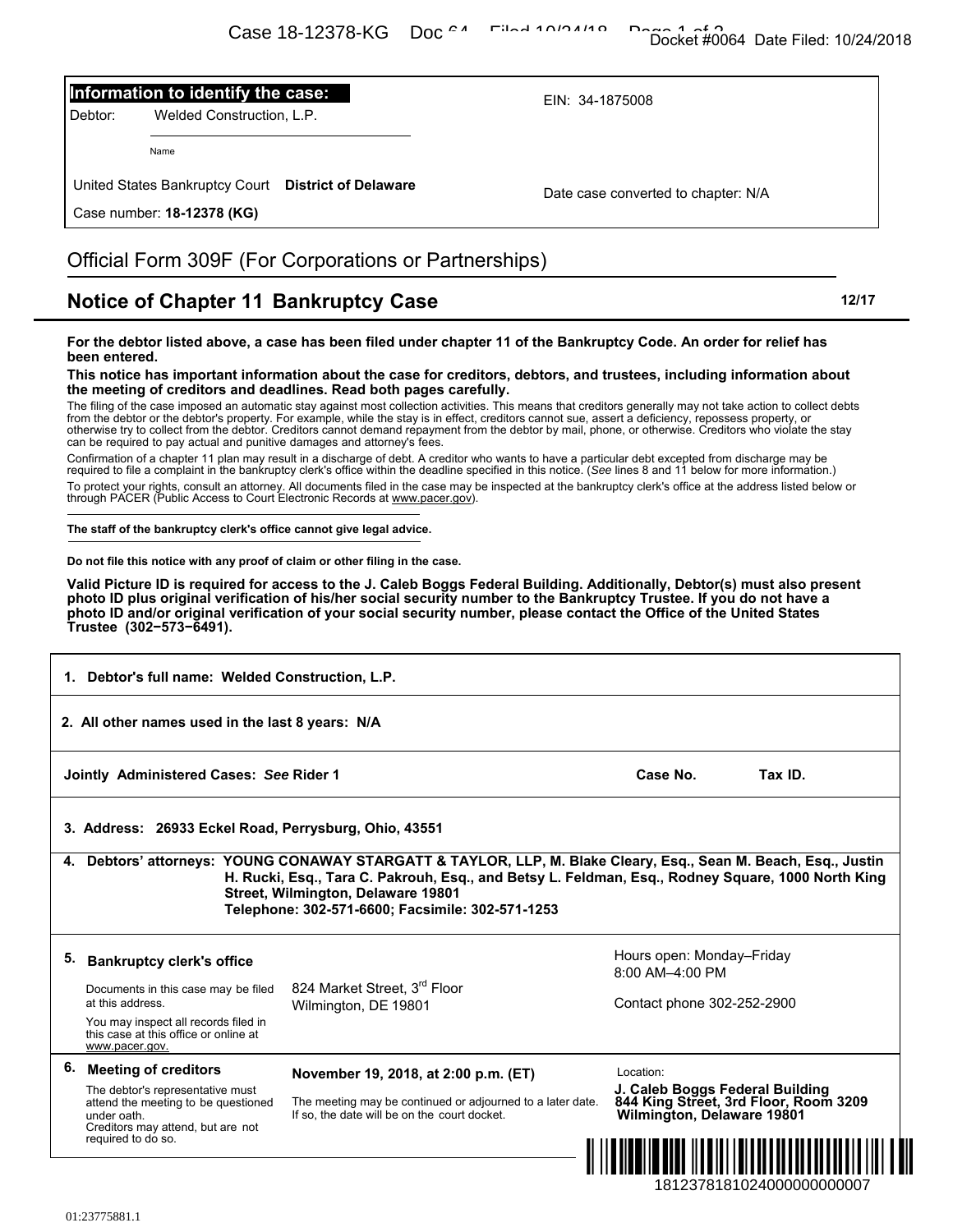| Information to identify the case: | |
|---|---|
| Debtor: Welded Construction, L.P. (Name) | EIN: 34-1875008 |
| United States Bankruptcy Court **District of Delaware** | Date case converted to chapter: N/A |
| Case number: **18-12378 (KG)** | |

# Official Form 309F (For Corporations or Partnerships)

## Notice of Chapter 11 Bankruptcy Case

**12/17**

**For the debtor listed above, a case has been filed under chapter 11 of the Bankruptcy Code. An order for relief has been entered.**

**This notice has important information about the case for creditors, debtors, and trustees, including information about the meeting of creditors and deadlines. Read both pages carefully.**

The filing of the case imposed an automatic stay against most collection activities. This means that creditors generally may not take action to collect debts from the debtor or the debtor's property. For example, while the stay is in effect, creditors cannot sue, assert a deficiency, repossess property, or otherwise try to collect from the debtor. Creditors cannot demand repayment from the debtor by mail, phone, or otherwise. Creditors who violate the stay can be required to pay actual and punitive damages and attorney's fees.

Confirmation of a chapter 11 plan may result in a discharge of debt. A creditor who wants to have a particular debt excepted from discharge may be required to file a complaint in the bankruptcy clerk's office within the deadline specified in this notice. (*See* lines 8 and 11 below for more information.)

To protect your rights, consult an attorney. All documents filed in the case may be inspected at the bankruptcy clerk's office at the address listed below or through PACER (Public Access to Court Electronic Records at www.pacer.gov).

**The staff of the bankruptcy clerk's office cannot give legal advice.**

**Do not file this notice with any proof of claim or other filing in the case.**

**Valid Picture ID is required for access to the J. Caleb Boggs Federal Building. Additionally, Debtor(s) must also present photo ID plus original verification of his/her social security number to the Bankruptcy Trustee. If you do not have a photo ID and/or original verification of your social security number, please contact the Office of the United States Trustee (302−573−6491).**

| | | |
|---|---|---|
| **1. Debtor's full name: Welded Construction, L.P.** | | |
| **2. All other names used in the last 8 years: N/A** | | |
| **Jointly Administered Cases:** ***See*** **Rider 1** | **Case No.** | **Tax ID.** |
| **3. Address: 26933 Eckel Road, Perrysburg, Ohio, 43551** | | |
| **4. Debtors' attorneys: YOUNG CONAWAY STARGATT & TAYLOR, LLP, M. Blake Cleary, Esq., Sean M. Beach, Esq., Justin H. Rucki, Esq., Tara C. Pakrouh, Esq., and Betsy L. Feldman, Esq., Rodney Square, 1000 North King Street, Wilmington, Delaware 19801 Telephone: 302-571-6600; Facsimile: 302-571-1253** | | |
| **5. Bankruptcy clerk's office** Documents in this case may be filed at this address. You may inspect all records filed in this case at this office or online at www.pacer.gov. | 824 Market Street, 3rd Floor Wilmington, DE 19801 | Hours open: Monday–Friday 8:00 AM–4:00 PM Contact phone 302-252-2900 |
| **6. Meeting of creditors** The debtor's representative must attend the meeting to be questioned under oath. Creditors may attend, but are not required to do so. | **November 19, 2018, at 2:00 p.m. (ET)** The meeting may be continued or adjourned to a later date. If so, the date will be on the court docket. | Location: **J. Caleb Boggs Federal Building 844 King Street, 3rd Floor, Room 3209 Wilmington, Delaware 19801** |

1812378181024000000000007

01:23775881.1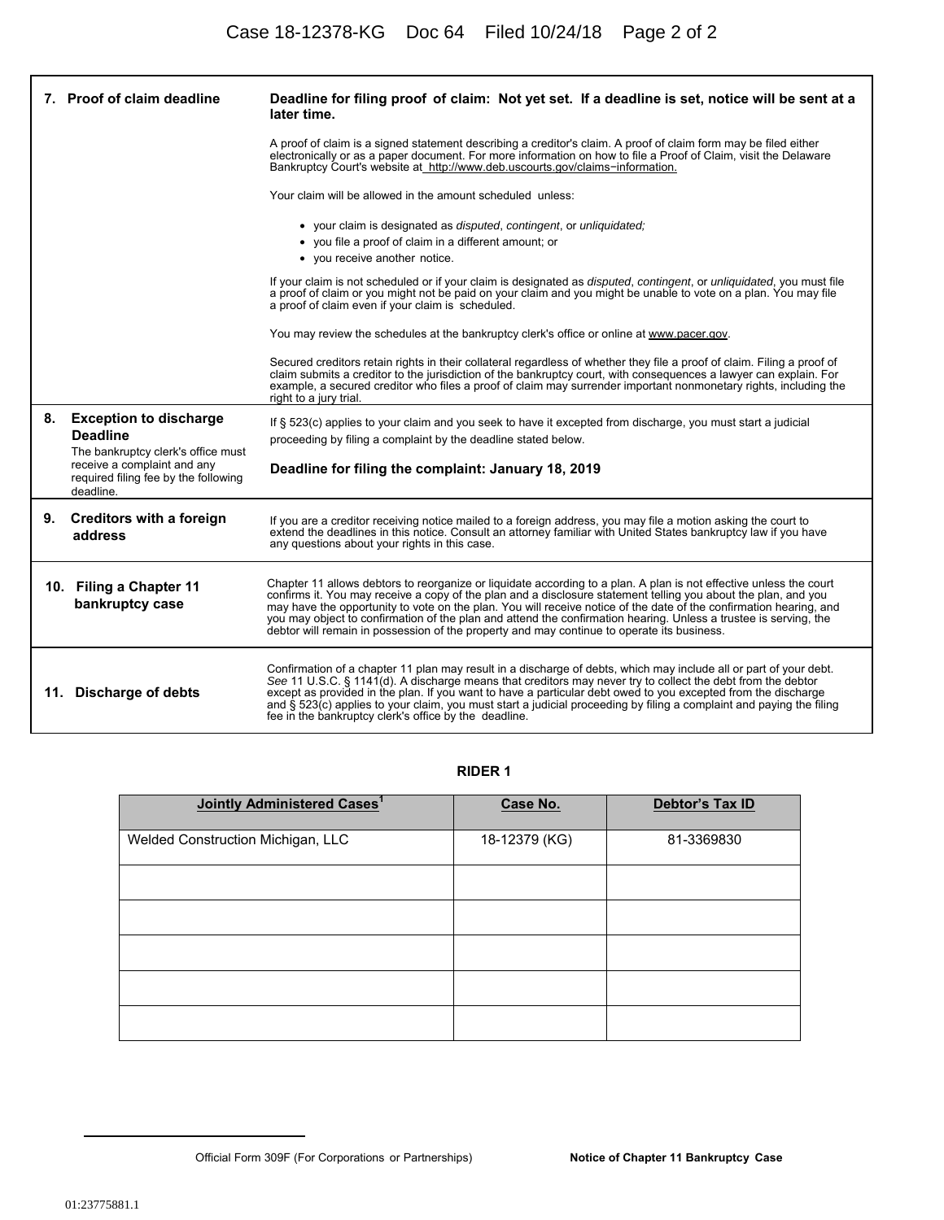| | |
|---|---|
| **7. Proof of claim deadline** | **Deadline for filing proof of claim: Not yet set. If a deadline is set, notice will be sent at a later time.**<br><br>A proof of claim is a signed statement describing a creditor's claim. A proof of claim form may be filed either electronically or as a paper document. For more information on how to file a Proof of Claim, visit the Delaware Bankruptcy Court's website at http://www.deb.uscourts.gov/claims−information.<br><br>Your claim will be allowed in the amount scheduled unless:<br><br>• your claim is designated as *disputed*, *contingent*, or *unliquidated;*<br>• you file a proof of claim in a different amount; or<br>• you receive another notice.<br><br>If your claim is not scheduled or if your claim is designated as *disputed*, *contingent*, or *unliquidated*, you must file a proof of claim or you might not be paid on your claim and you might be unable to vote on a plan. You may file a proof of claim even if your claim is scheduled.<br><br>You may review the schedules at the bankruptcy clerk's office or online at www.pacer.gov.<br><br>Secured creditors retain rights in their collateral regardless of whether they file a proof of claim. Filing a proof of claim submits a creditor to the jurisdiction of the bankruptcy court, with consequences a lawyer can explain. For example, a secured creditor who files a proof of claim may surrender important nonmonetary rights, including the right to a jury trial. |
| **8. Exception to discharge Deadline**<br>The bankruptcy clerk's office must receive a complaint and any required filing fee by the following deadline. | If § 523(c) applies to your claim and you seek to have it excepted from discharge, you must start a judicial proceeding by filing a complaint by the deadline stated below.<br><br>**Deadline for filing the complaint: January 18, 2019** |
| **9. Creditors with a foreign address** | If you are a creditor receiving notice mailed to a foreign address, you may file a motion asking the court to extend the deadlines in this notice. Consult an attorney familiar with United States bankruptcy law if you have any questions about your rights in this case. |
| **10. Filing a Chapter 11 bankruptcy case** | Chapter 11 allows debtors to reorganize or liquidate according to a plan. A plan is not effective unless the court confirms it. You may receive a copy of the plan and a disclosure statement telling you about the plan, and you may have the opportunity to vote on the plan. You will receive notice of the date of the confirmation hearing, and you may object to confirmation of the plan and attend the confirmation hearing. Unless a trustee is serving, the debtor will remain in possession of the property and may continue to operate its business. |
| **11. Discharge of debts** | Confirmation of a chapter 11 plan may result in a discharge of debts, which may include all or part of your debt. *See* 11 U.S.C. § 1141(d). A discharge means that creditors may never try to collect the debt from the debtor except as provided in the plan. If you want to have a particular debt owed to you excepted from the discharge and § 523(c) applies to your claim, you must start a judicial proceeding by filing a complaint and paying the filing fee in the bankruptcy clerk's office by the deadline. |

**RIDER 1**

| Jointly Administered Cases[1] | Case No. | Debtor's Tax ID |
|---|---|---|
| Welded Construction Michigan, LLC | 18-12379 (KG) | 81-3369830 |
| | | |
| | | |
| | | |
| | | |
| | | |

Official Form 309F (For Corporations or Partnerships) **Notice of Chapter 11 Bankruptcy Case**

01:23775881.1